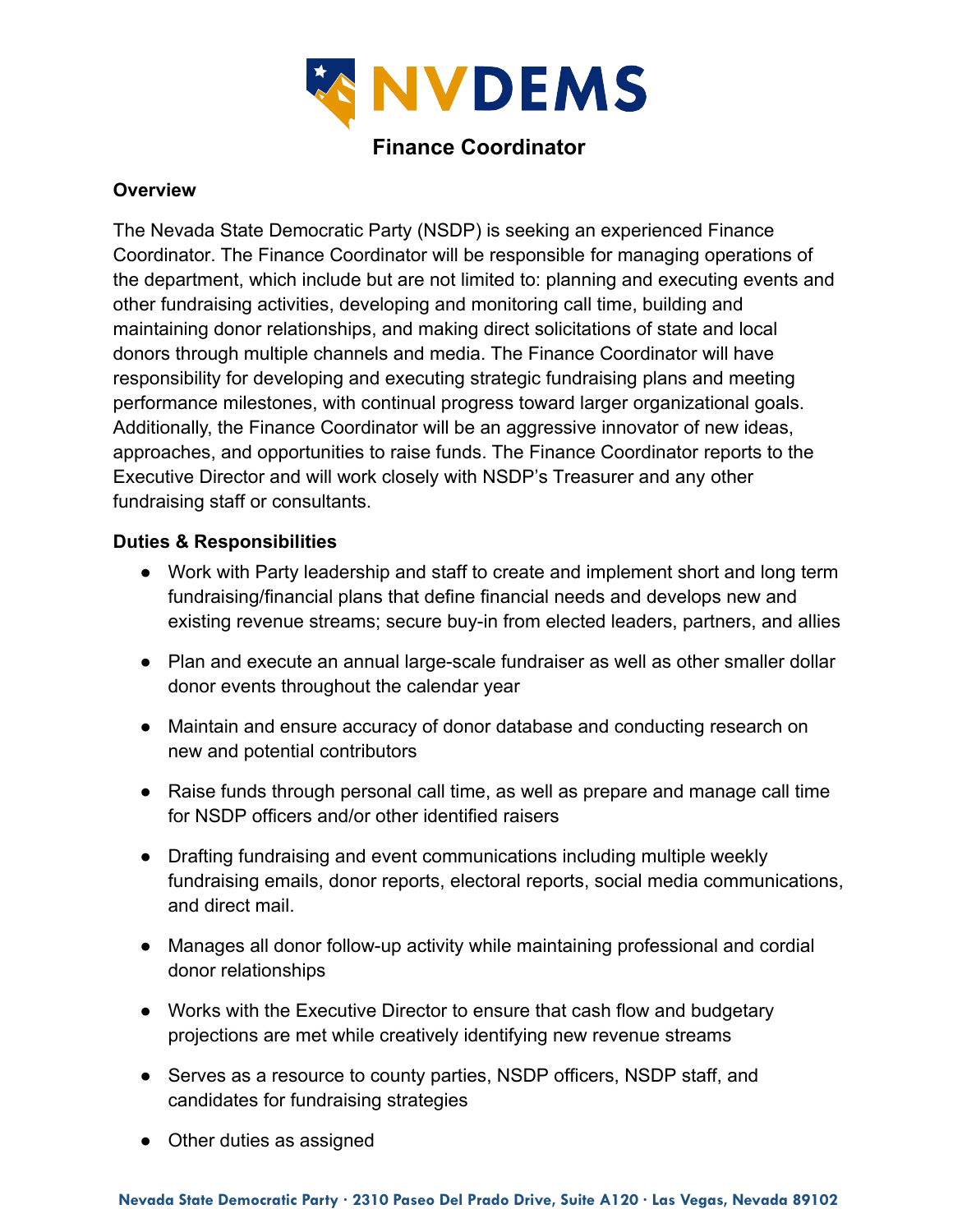# NVDEMS

## Finance Coordinator

### Overview

The Nevada State Democratic Party (NSDP) is seeking an experienced Finance Coordinator. The Finance Coordinator will be responsible for managing operations of the department, which include but are not limited to: planning and executing events and other fundraising activities, developing and monitoring call time, building and maintaining donor relationships, and making direct solicitations of state and local donors through multiple channels and media. The Finance Coordinator will have responsibility for developing and executing strategic fundraising plans and meeting performance milestones, with continual progress toward larger organizational goals. Additionally, the Finance Coordinator will be an aggressive innovator of new ideas, approaches, and opportunities to raise funds. The Finance Coordinator reports to the Executive Director and will work closely with NSDP's Treasurer and any other fundraising staff or consultants.

### Duties & Responsibilities

- Work with Party leadership and staff to create and implement short and long term fundraising/financial plans that define financial needs and develops new and existing revenue streams; secure buy-in from elected leaders, partners, and allies
- Plan and execute an annual large-scale fundraiser as well as other smaller dollar donor events throughout the calendar year
- Maintain and ensure accuracy of donor database and conducting research on new and potential contributors
- Raise funds through personal call time, as well as prepare and manage call time for NSDP officers and/or other identified raisers
- Drafting fundraising and event communications including multiple weekly fundraising emails, donor reports, electoral reports, social media communications, and direct mail.
- Manages all donor follow-up activity while maintaining professional and cordial donor relationships
- Works with the Executive Director to ensure that cash flow and budgetary projections are met while creatively identifying new revenue streams
- Serves as a resource to county parties, NSDP officers, NSDP staff, and candidates for fundraising strategies
- Other duties as assigned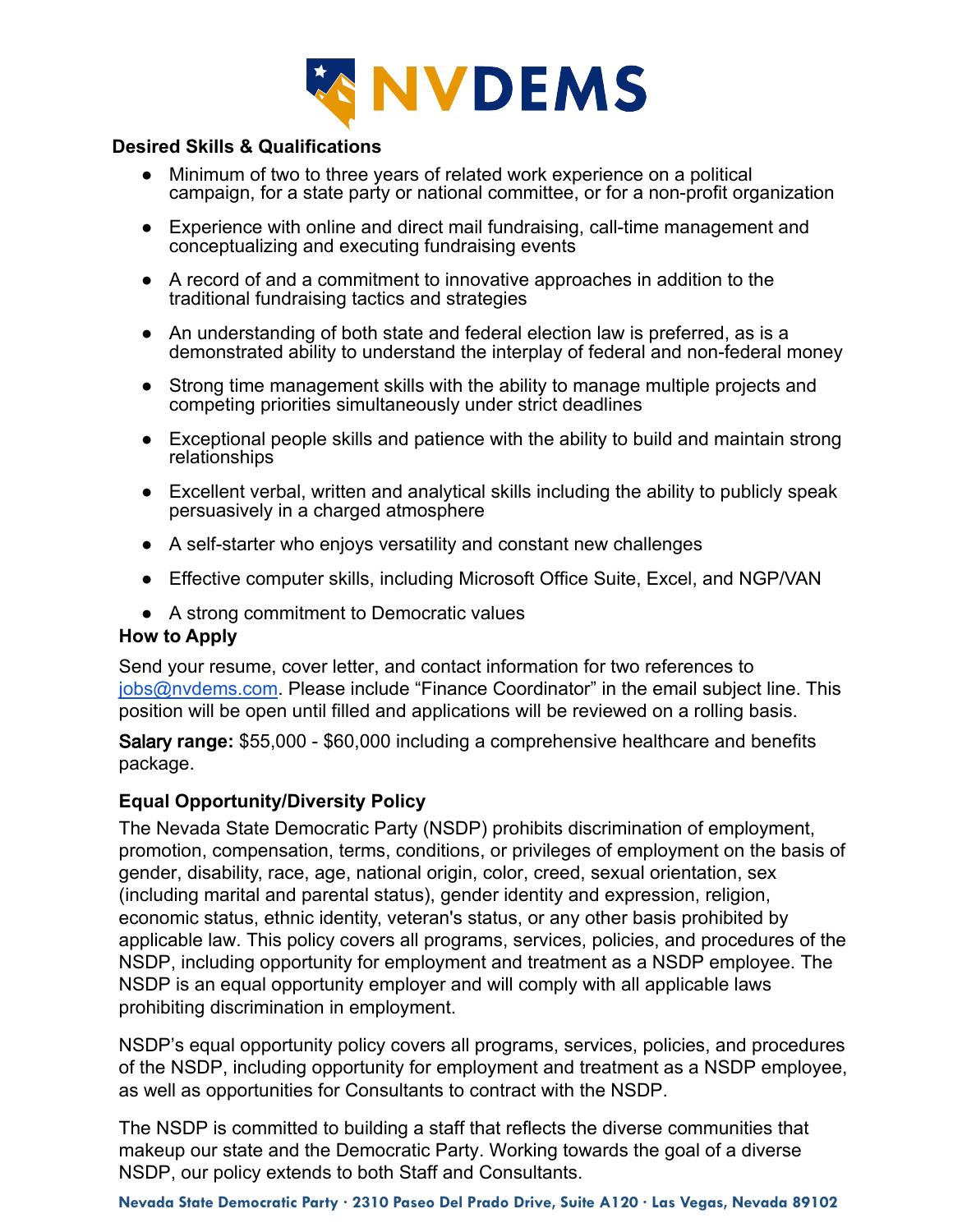**Desired Skills & Qualifications**

- Minimum of two to three years of related work experience on a political campaign, for a state party or national committee, or for a non-profit organization
- Experience with online and direct mail fundraising, call-time management and conceptualizing and executing fundraising events
- A record of and a commitment to innovative approaches in addition to the traditional fundraising tactics and strategies
- An understanding of both state and federal election law is preferred, as is a demonstrated ability to understand the interplay of federal and non-federal money
- Strong time management skills with the ability to manage multiple projects and competing priorities simultaneously under strict deadlines
- Exceptional people skills and patience with the ability to build and maintain strong relationships
- Excellent verbal, written and analytical skills including the ability to publicly speak persuasively in a charged atmosphere
- A self-starter who enjoys versatility and constant new challenges
- Effective computer skills, including Microsoft Office Suite, Excel, and NGP/VAN
- A strong commitment to Democratic values

**How to Apply**

Send your resume, cover letter, and contact information for two references to jobs@nvdems.com. Please include "Finance Coordinator" in the email subject line. This position will be open until filled and applications will be reviewed on a rolling basis.

**Salary range:** $55,000 - $60,000 including a comprehensive healthcare and benefits package.

**Equal Opportunity/Diversity Policy**

The Nevada State Democratic Party (NSDP) prohibits discrimination of employment, promotion, compensation, terms, conditions, or privileges of employment on the basis of gender, disability, race, age, national origin, color, creed, sexual orientation, sex (including marital and parental status), gender identity and expression, religion, economic status, ethnic identity, veteran's status, or any other basis prohibited by applicable law. This policy covers all programs, services, policies, and procedures of the NSDP, including opportunity for employment and treatment as a NSDP employee. The NSDP is an equal opportunity employer and will comply with all applicable laws prohibiting discrimination in employment.

NSDP's equal opportunity policy covers all programs, services, policies, and procedures of the NSDP, including opportunity for employment and treatment as a NSDP employee, as well as opportunities for Consultants to contract with the NSDP.

The NSDP is committed to building a staff that reflects the diverse communities that makeup our state and the Democratic Party. Working towards the goal of a diverse NSDP, our policy extends to both Staff and Consultants.